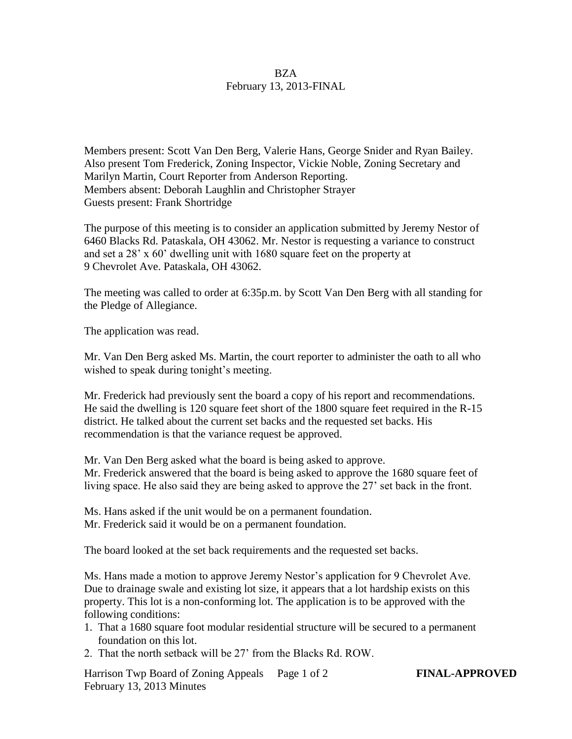# BZA
## February 13, 2013-FINAL

Members present: Scott Van Den Berg, Valerie Hans, George Snider and Ryan Bailey. Also present Tom Frederick, Zoning Inspector, Vickie Noble, Zoning Secretary and Marilyn Martin, Court Reporter from Anderson Reporting.
Members absent: Deborah Laughlin and Christopher Strayer
Guests present: Frank Shortridge

The purpose of this meeting is to consider an application submitted by Jeremy Nestor of 6460 Blacks Rd. Pataskala, OH 43062. Mr. Nestor is requesting a variance to construct and set a 28' x 60' dwelling unit with 1680 square feet on the property at 9 Chevrolet Ave. Pataskala, OH 43062.

The meeting was called to order at 6:35p.m. by Scott Van Den Berg with all standing for the Pledge of Allegiance.

The application was read.

Mr. Van Den Berg asked Ms. Martin, the court reporter to administer the oath to all who wished to speak during tonight's meeting.

Mr. Frederick had previously sent the board a copy of his report and recommendations. He said the dwelling is 120 square feet short of the 1800 square feet required in the R-15 district. He talked about the current set backs and the requested set backs. His recommendation is that the variance request be approved.

Mr. Van Den Berg asked what the board is being asked to approve.
Mr. Frederick answered that the board is being asked to approve the 1680 square feet of living space. He also said they are being asked to approve the 27' set back in the front.

Ms. Hans asked if the unit would be on a permanent foundation.
Mr. Frederick said it would be on a permanent foundation.

The board looked at the set back requirements and the requested set backs.

Ms. Hans made a motion to approve Jeremy Nestor's application for 9 Chevrolet Ave. Due to drainage swale and existing lot size, it appears that a lot hardship exists on this property. This lot is a non-conforming lot. The application is to be approved with the following conditions:

1. That a 1680 square foot modular residential structure will be secured to a permanent foundation on this lot.
2. That the north setback will be 27' from the Blacks Rd. ROW.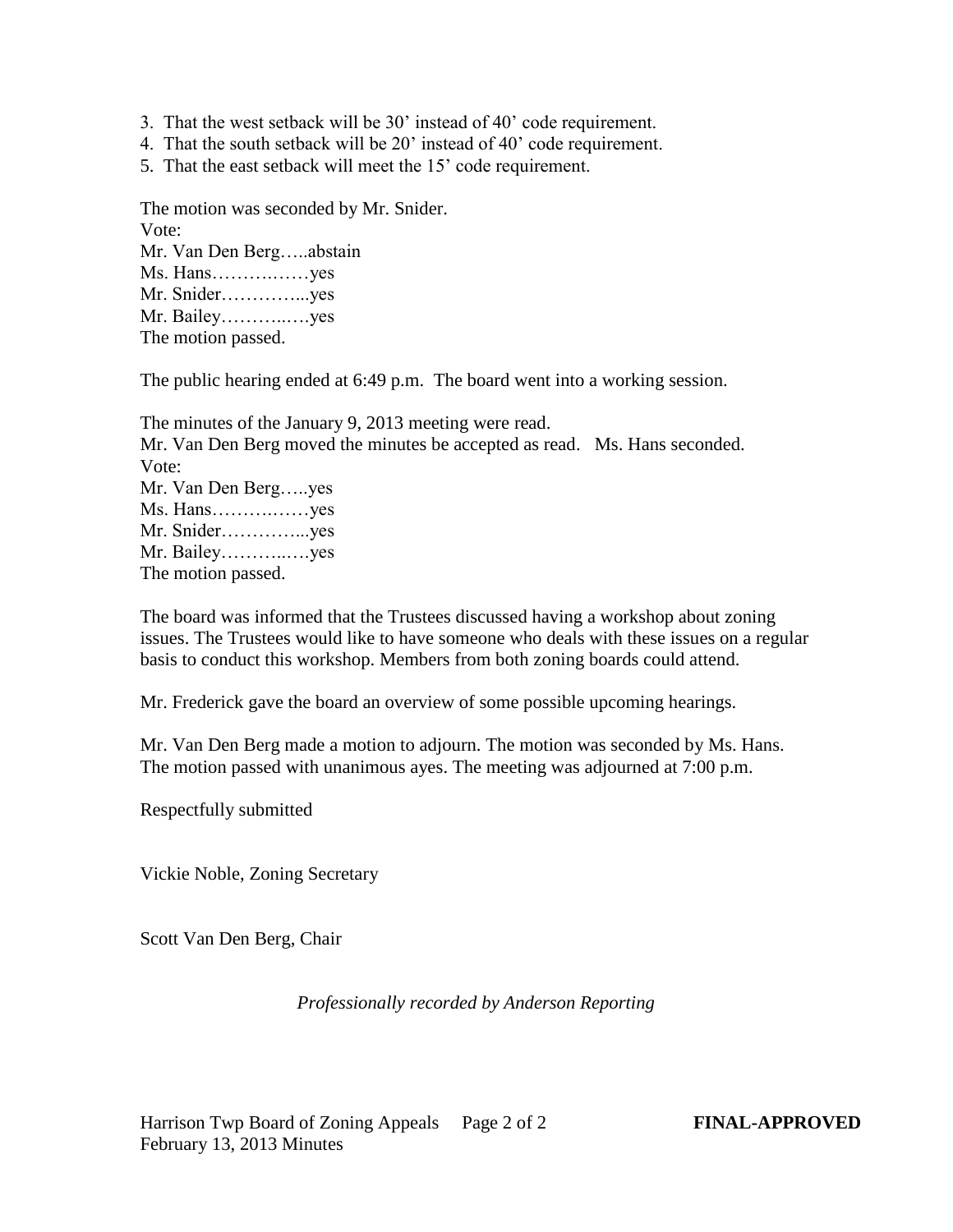3. That the west setback will be 30’ instead of 40’ code requirement.
4. That the south setback will be 20’ instead of 40’ code requirement.
5. That the east setback will meet the 15’ code requirement.

The motion was seconded by Mr. Snider.
Vote:
Mr. Van Den Berg…..abstain
Ms. Hans………..……yes
Mr. Snider…………...yes
Mr. Bailey………..….yes
The motion passed.

The public hearing ended at 6:49 p.m. The board went into a working session.

The minutes of the January 9, 2013 meeting were read.
Mr. Van Den Berg moved the minutes be accepted as read. Ms. Hans seconded.
Vote:
Mr. Van Den Berg…..yes
Ms. Hans………..……yes
Mr. Snider…………...yes
Mr. Bailey………..….yes
The motion passed.

The board was informed that the Trustees discussed having a workshop about zoning issues. The Trustees would like to have someone who deals with these issues on a regular basis to conduct this workshop. Members from both zoning boards could attend.

Mr. Frederick gave the board an overview of some possible upcoming hearings.

Mr. Van Den Berg made a motion to adjourn. The motion was seconded by Ms. Hans. The motion passed with unanimous ayes. The meeting was adjourned at 7:00 p.m.

Respectfully submitted

Vickie Noble, Zoning Secretary

Scott Van Den Berg, Chair

*Professionally recorded by Anderson Reporting*

Harrison Twp Board of Zoning Appeals
February 13, 2013 Minutes

**FINAL-APPROVED**